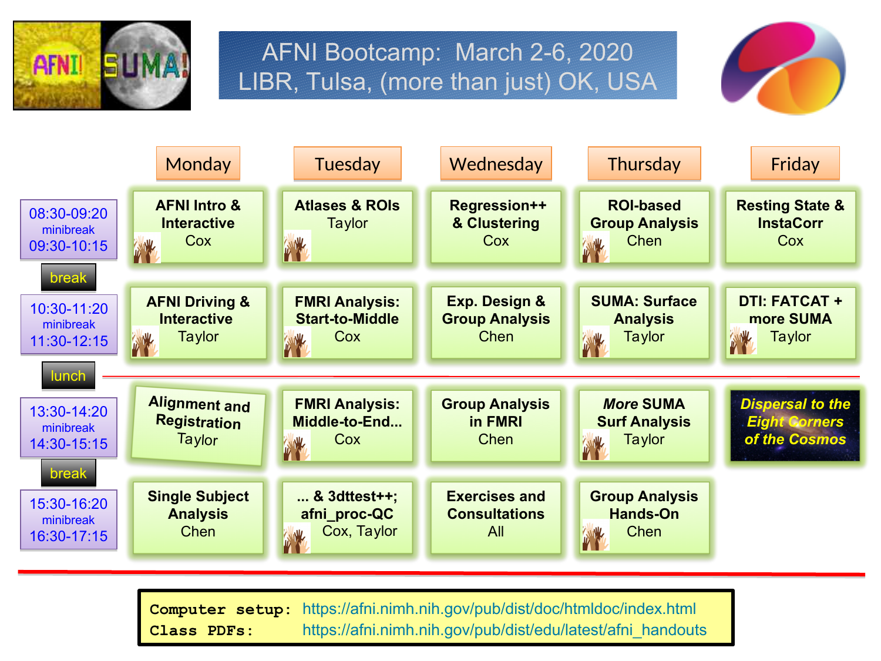# AFNI Bootcamp: March 2-6, 2020
## LIBR, Tulsa, (more than just) OK, USA

| | Monday | Tuesday | Wednesday | Thursday | Friday |
|---|---|---|---|---|---|
| 08:30-09:20 minibreak 09:30-10:15 | **AFNI Intro & Interactive** Cox | **Atlases & ROIs** Taylor | **Regression++ & Clustering** Cox | **ROI-based Group Analysis** Chen | **Resting State & InstaCorr** Cox |
| break | | | | | |
| 10:30-11:20 minibreak 11:30-12:15 | **AFNI Driving & Interactive** Taylor | **FMRI Analysis: Start-to-Middle** Cox | **Exp. Design & Group Analysis** Chen | **SUMA: Surface Analysis** Taylor | **DTI: FATCAT + more SUMA** Taylor |
| lunch | | | | | |
| 13:30-14:20 minibreak 14:30-15:15 | **Alignment and Registration** Taylor | **FMRI Analysis: Middle-to-End...** Cox | **Group Analysis in FMRI** Chen | ***More* SUMA Surf Analysis** Taylor | ***Dispersal to the Eight Corners of the Cosmos*** |
| break | | | | | |
| 15:30-16:20 minibreak 16:30-17:15 | **Single Subject Analysis** Chen | **... & 3dttest++; afni_proc-QC** Cox, Taylor | **Exercises and Consultations** All | **Group Analysis Hands-On** Chen | |

**Computer setup:** https://afni.nimh.nih.gov/pub/dist/doc/htmldoc/index.html

**Class PDFs:** https://afni.nimh.nih.gov/pub/dist/edu/latest/afni_handouts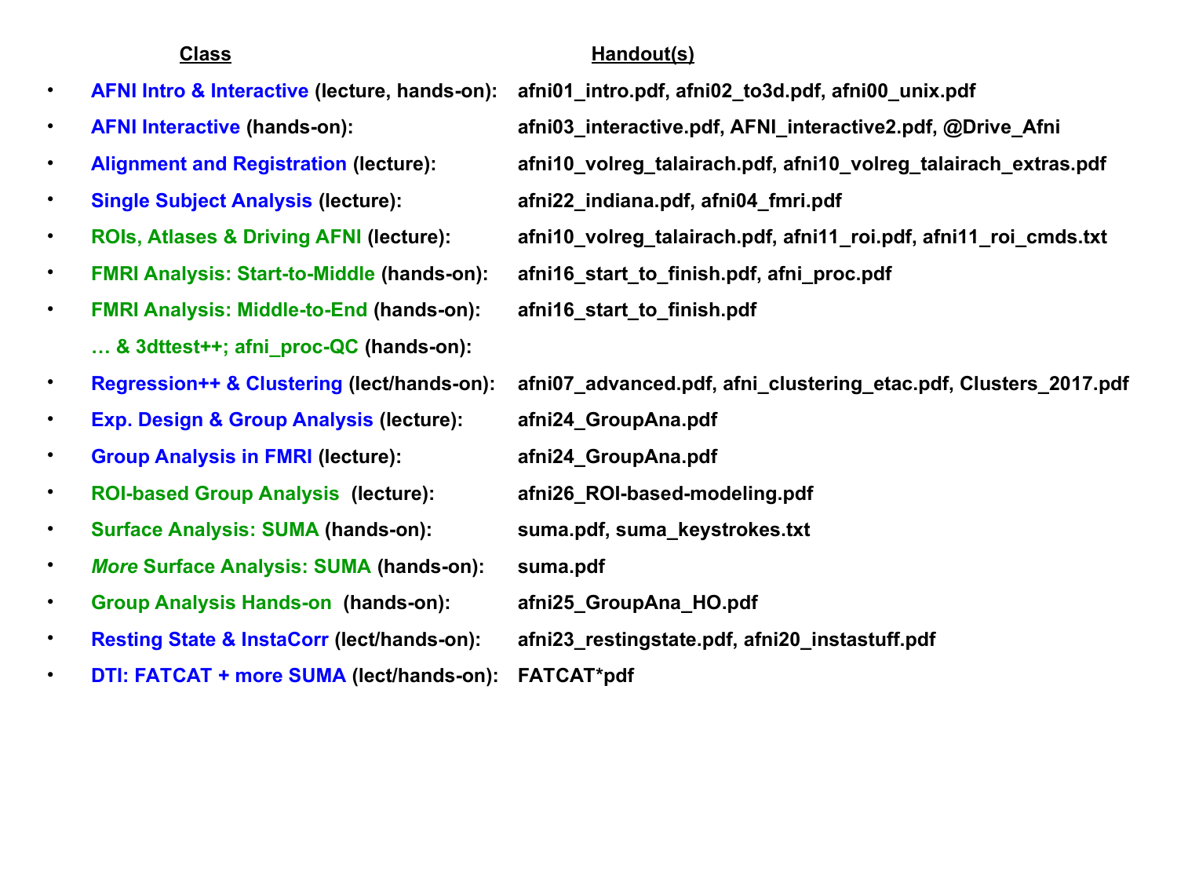| Class | Handout(s) |
|---|---|
| **AFNI Intro & Interactive** (lecture, hands-on): | afni01_intro.pdf, afni02_to3d.pdf, afni00_unix.pdf |
| **AFNI Interactive** (hands-on): | afni03_interactive.pdf, AFNI_interactive2.pdf, @Drive_Afni |
| **Alignment and Registration** (lecture): | afni10_volreg_talairach.pdf, afni10_volreg_talairach_extras.pdf |
| **Single Subject Analysis** (lecture): | afni22_indiana.pdf, afni04_fmri.pdf |
| **ROIs, Atlases & Driving AFNI** (lecture): | afni10_volreg_talairach.pdf, afni11_roi.pdf, afni11_roi_cmds.txt |
| **FMRI Analysis: Start-to-Middle** (hands-on): | afni16_start_to_finish.pdf, afni_proc.pdf |
| **FMRI Analysis: Middle-to-End** (hands-on): … & 3dttest++; afni_proc-QC (hands-on): | afni16_start_to_finish.pdf |
| **Regression++ & Clustering** (lect/hands-on): | afni07_advanced.pdf, afni_clustering_etac.pdf, Clusters_2017.pdf |
| **Exp. Design & Group Analysis** (lecture): | afni24_GroupAna.pdf |
| **Group Analysis in FMRI** (lecture): | afni24_GroupAna.pdf |
| **ROI-based Group Analysis** (lecture): | afni26_ROI-based-modeling.pdf |
| **Surface Analysis: SUMA** (hands-on): | suma.pdf, suma_keystrokes.txt |
| ***More* Surface Analysis: SUMA** (hands-on): | suma.pdf |
| **Group Analysis Hands-on** (hands-on): | afni25_GroupAna_HO.pdf |
| **Resting State & InstaCorr** (lect/hands-on): | afni23_restingstate.pdf, afni20_instastuff.pdf |
| **DTI: FATCAT + more SUMA** (lect/hands-on): | FATCAT*pdf |